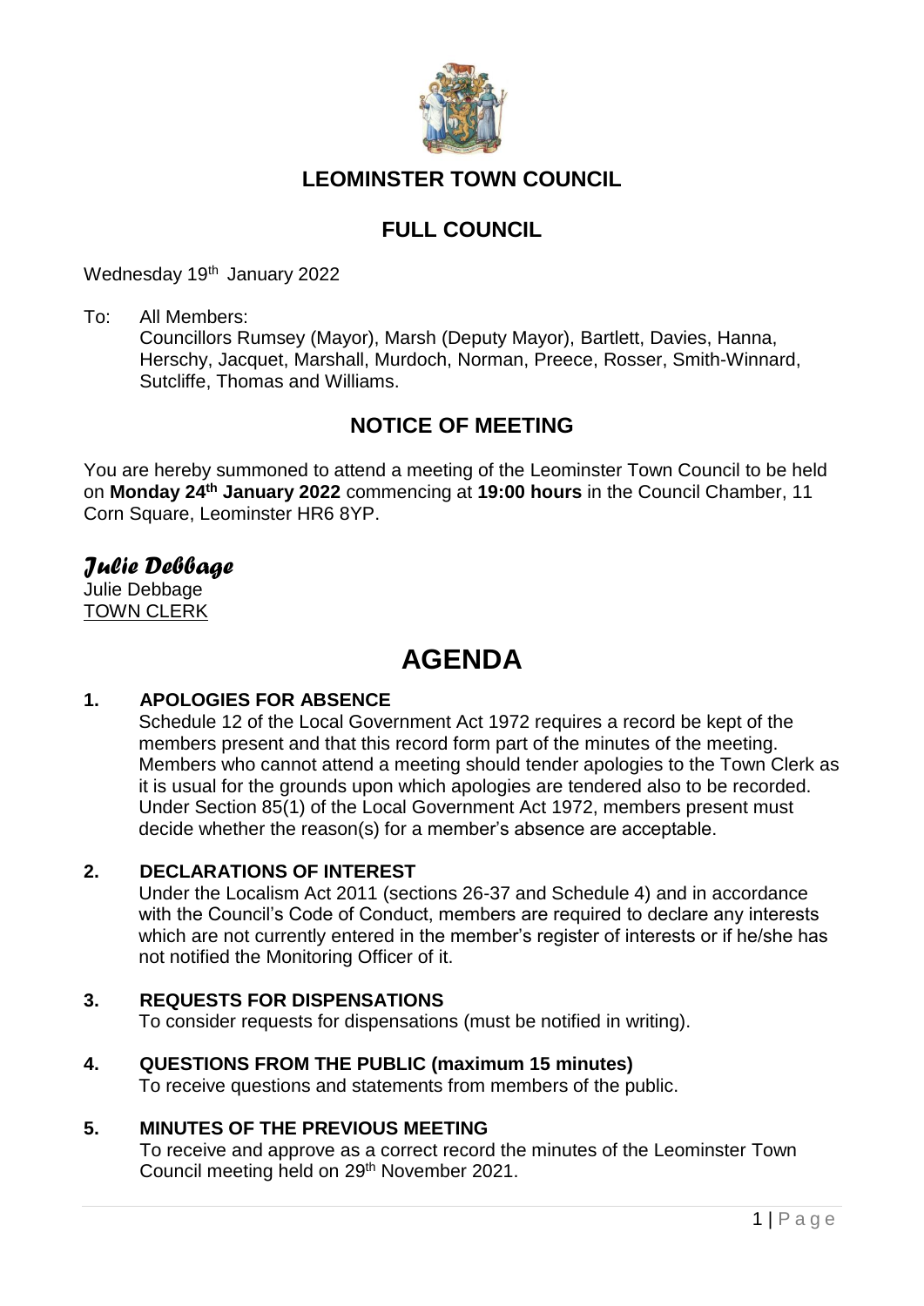# LEOMINSTER TOWN COUNCIL

## FULL COUNCIL

Wednesday 19th January 2022

To: All Members:
Councillors Rumsey (Mayor), Marsh (Deputy Mayor), Bartlett, Davies, Hanna, Herschy, Jacquet, Marshall, Murdoch, Norman, Preece, Rosser, Smith-Winnard, Sutcliffe, Thomas and Williams.

## NOTICE OF MEETING

You are hereby summoned to attend a meeting of the Leominster Town Council to be held on **Monday 24th January 2022** commencing at **19:00 hours** in the Council Chamber, 11 Corn Square, Leominster HR6 8YP.

*Julie Debbage*

Julie Debbage
TOWN CLERK

# AGENDA

**1. APOLOGIES FOR ABSENCE**

Schedule 12 of the Local Government Act 1972 requires a record be kept of the members present and that this record form part of the minutes of the meeting. Members who cannot attend a meeting should tender apologies to the Town Clerk as it is usual for the grounds upon which apologies are tendered also to be recorded. Under Section 85(1) of the Local Government Act 1972, members present must decide whether the reason(s) for a member's absence are acceptable.

**2. DECLARATIONS OF INTEREST**

Under the Localism Act 2011 (sections 26-37 and Schedule 4) and in accordance with the Council's Code of Conduct, members are required to declare any interests which are not currently entered in the member's register of interests or if he/she has not notified the Monitoring Officer of it.

**3. REQUESTS FOR DISPENSATIONS**

To consider requests for dispensations (must be notified in writing).

**4. QUESTIONS FROM THE PUBLIC (maximum 15 minutes)**

To receive questions and statements from members of the public.

**5. MINUTES OF THE PREVIOUS MEETING**

To receive and approve as a correct record the minutes of the Leominster Town Council meeting held on 29th November 2021.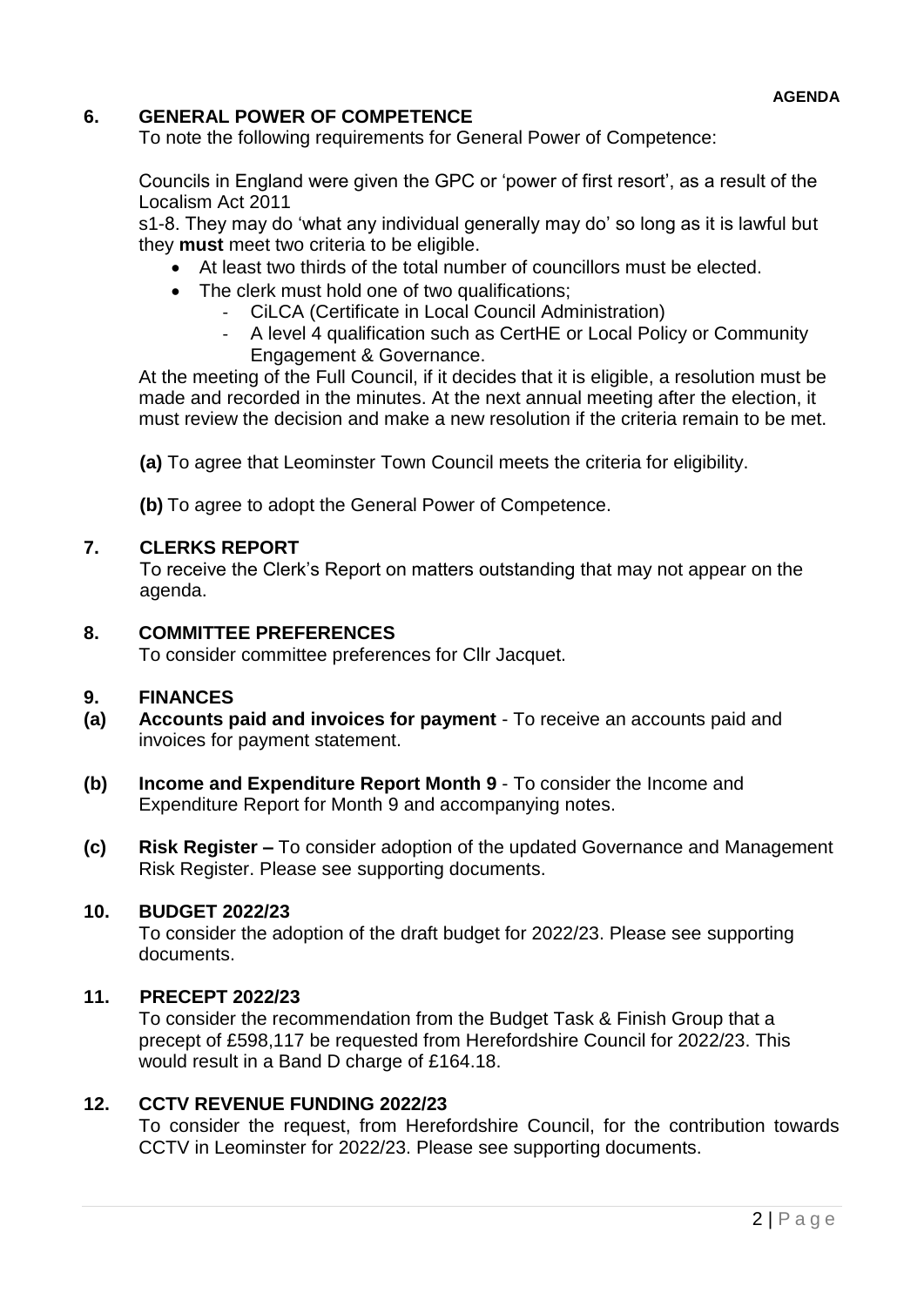**AGENDA**

## 6. GENERAL POWER OF COMPETENCE

To note the following requirements for General Power of Competence:

Councils in England were given the GPC or 'power of first resort', as a result of the Localism Act 2011 s1-8. They may do 'what any individual generally may do' so long as it is lawful but they **must** meet two criteria to be eligible.

- At least two thirds of the total number of councillors must be elected.
- The clerk must hold one of two qualifications;
  - CiLCA (Certificate in Local Council Administration)
  - A level 4 qualification such as CertHE or Local Policy or Community Engagement & Governance.

At the meeting of the Full Council, if it decides that it is eligible, a resolution must be made and recorded in the minutes. At the next annual meeting after the election, it must review the decision and make a new resolution if the criteria remain to be met.

**(a)** To agree that Leominster Town Council meets the criteria for eligibility.

**(b)** To agree to adopt the General Power of Competence.

## 7. CLERKS REPORT

To receive the Clerk's Report on matters outstanding that may not appear on the agenda.

## 8. COMMITTEE PREFERENCES

To consider committee preferences for Cllr Jacquet.

## 9. FINANCES

**(a) Accounts paid and invoices for payment** - To receive an accounts paid and invoices for payment statement.

**(b) Income and Expenditure Report Month 9** - To consider the Income and Expenditure Report for Month 9 and accompanying notes.

**(c) Risk Register –** To consider adoption of the updated Governance and Management Risk Register. Please see supporting documents.

## 10. BUDGET 2022/23

To consider the adoption of the draft budget for 2022/23. Please see supporting documents.

## 11. PRECEPT 2022/23

To consider the recommendation from the Budget Task & Finish Group that a precept of £598,117 be requested from Herefordshire Council for 2022/23. This would result in a Band D charge of £164.18.

## 12. CCTV REVENUE FUNDING 2022/23

To consider the request, from Herefordshire Council, for the contribution towards CCTV in Leominster for 2022/23. Please see supporting documents.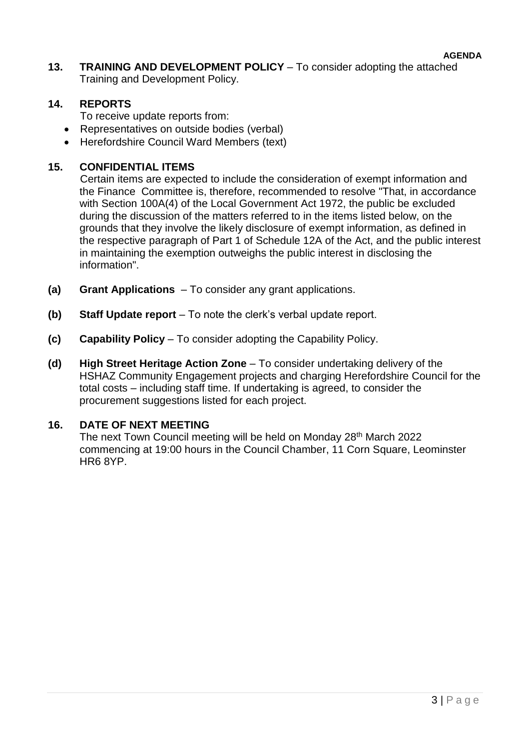**13. TRAINING AND DEVELOPMENT POLICY** – To consider adopting the attached Training and Development Policy.

**14. REPORTS**

To receive update reports from:

- Representatives on outside bodies (verbal)
- Herefordshire Council Ward Members (text)

**15. CONFIDENTIAL ITEMS**

Certain items are expected to include the consideration of exempt information and the Finance Committee is, therefore, recommended to resolve "That, in accordance with Section 100A(4) of the Local Government Act 1972, the public be excluded during the discussion of the matters referred to in the items listed below, on the grounds that they involve the likely disclosure of exempt information, as defined in the respective paragraph of Part 1 of Schedule 12A of the Act, and the public interest in maintaining the exemption outweighs the public interest in disclosing the information".

**(a) Grant Applications** – To consider any grant applications.

**(b) Staff Update report** – To note the clerk's verbal update report.

**(c) Capability Policy** – To consider adopting the Capability Policy.

**(d) High Street Heritage Action Zone** – To consider undertaking delivery of the HSHAZ Community Engagement projects and charging Herefordshire Council for the total costs – including staff time. If undertaking is agreed, to consider the procurement suggestions listed for each project.

**16. DATE OF NEXT MEETING**

The next Town Council meeting will be held on Monday 28th March 2022 commencing at 19:00 hours in the Council Chamber, 11 Corn Square, Leominster HR6 8YP.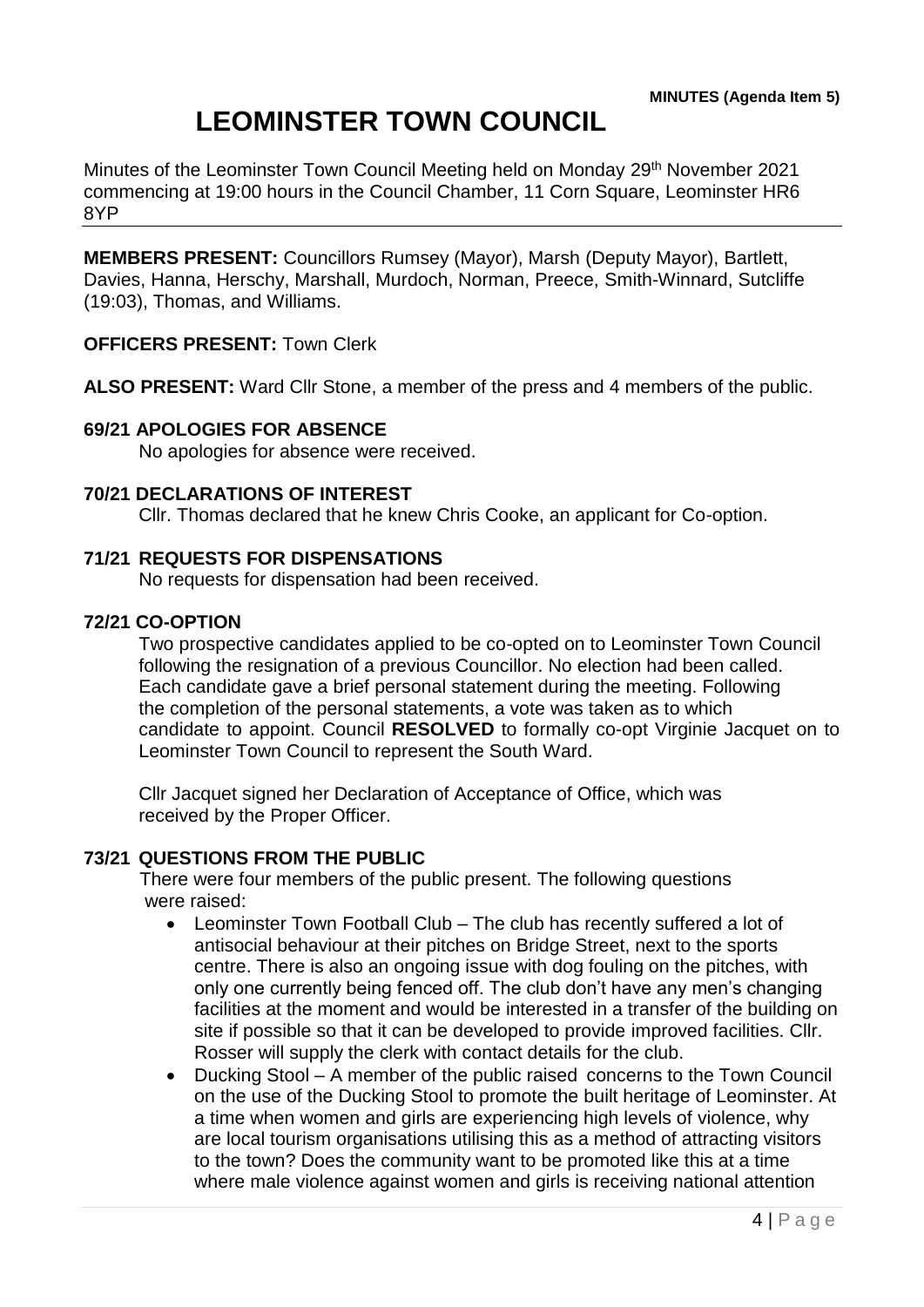**MINUTES (Agenda Item 5)**

# LEOMINSTER TOWN COUNCIL

Minutes of the Leominster Town Council Meeting held on Monday 29th November 2021 commencing at 19:00 hours in the Council Chamber, 11 Corn Square, Leominster HR6 8YP

**MEMBERS PRESENT:** Councillors Rumsey (Mayor), Marsh (Deputy Mayor), Bartlett, Davies, Hanna, Herschy, Marshall, Murdoch, Norman, Preece, Smith-Winnard, Sutcliffe (19:03), Thomas, and Williams.

**OFFICERS PRESENT:** Town Clerk

**ALSO PRESENT:** Ward Cllr Stone, a member of the press and 4 members of the public.

**69/21 APOLOGIES FOR ABSENCE**

No apologies for absence were received.

**70/21 DECLARATIONS OF INTEREST**

Cllr. Thomas declared that he knew Chris Cooke, an applicant for Co-option.

**71/21 REQUESTS FOR DISPENSATIONS**

No requests for dispensation had been received.

**72/21 CO-OPTION**

Two prospective candidates applied to be co-opted on to Leominster Town Council following the resignation of a previous Councillor. No election had been called. Each candidate gave a brief personal statement during the meeting. Following the completion of the personal statements, a vote was taken as to which candidate to appoint. Council **RESOLVED** to formally co-opt Virginie Jacquet on to Leominster Town Council to represent the South Ward.

Cllr Jacquet signed her Declaration of Acceptance of Office, which was received by the Proper Officer.

**73/21 QUESTIONS FROM THE PUBLIC**

There were four members of the public present. The following questions were raised:

- Leominster Town Football Club – The club has recently suffered a lot of antisocial behaviour at their pitches on Bridge Street, next to the sports centre. There is also an ongoing issue with dog fouling on the pitches, with only one currently being fenced off. The club don't have any men's changing facilities at the moment and would be interested in a transfer of the building on site if possible so that it can be developed to provide improved facilities. Cllr. Rosser will supply the clerk with contact details for the club.
- Ducking Stool – A member of the public raised concerns to the Town Council on the use of the Ducking Stool to promote the built heritage of Leominster. At a time when women and girls are experiencing high levels of violence, why are local tourism organisations utilising this as a method of attracting visitors to the town? Does the community want to be promoted like this at a time where male violence against women and girls is receiving national attention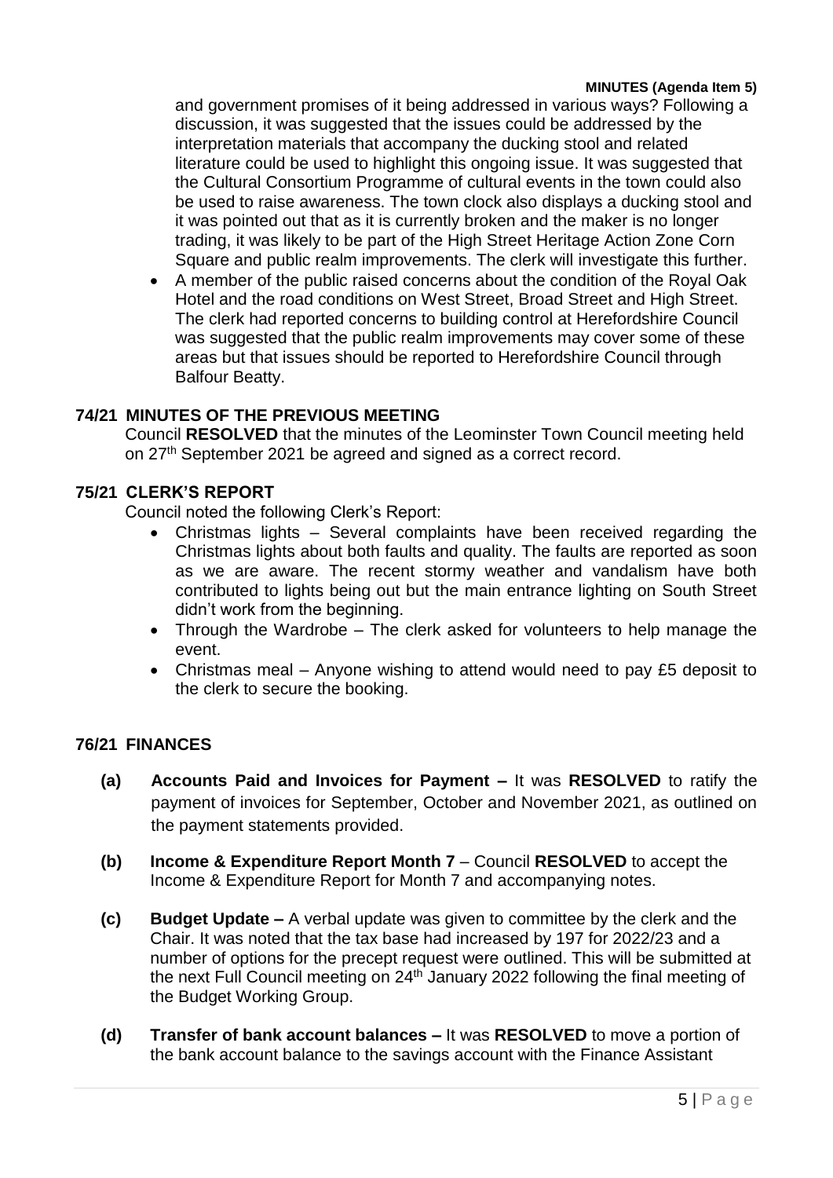and government promises of it being addressed in various ways? Following a discussion, it was suggested that the issues could be addressed by the interpretation materials that accompany the ducking stool and related literature could be used to highlight this ongoing issue. It was suggested that the Cultural Consortium Programme of cultural events in the town could also be used to raise awareness. The town clock also displays a ducking stool and it was pointed out that as it is currently broken and the maker is no longer trading, it was likely to be part of the High Street Heritage Action Zone Corn Square and public realm improvements. The clerk will investigate this further.

- A member of the public raised concerns about the condition of the Royal Oak Hotel and the road conditions on West Street, Broad Street and High Street. The clerk had reported concerns to building control at Herefordshire Council was suggested that the public realm improvements may cover some of these areas but that issues should be reported to Herefordshire Council through Balfour Beatty.

## 74/21 MINUTES OF THE PREVIOUS MEETING

Council **RESOLVED** that the minutes of the Leominster Town Council meeting held on 27th September 2021 be agreed and signed as a correct record.

## 75/21 CLERK'S REPORT

Council noted the following Clerk's Report:

- Christmas lights – Several complaints have been received regarding the Christmas lights about both faults and quality. The faults are reported as soon as we are aware. The recent stormy weather and vandalism have both contributed to lights being out but the main entrance lighting on South Street didn't work from the beginning.
- Through the Wardrobe – The clerk asked for volunteers to help manage the event.
- Christmas meal – Anyone wishing to attend would need to pay £5 deposit to the clerk to secure the booking.

## 76/21 FINANCES

**(a) Accounts Paid and Invoices for Payment –** It was **RESOLVED** to ratify the payment of invoices for September, October and November 2021, as outlined on the payment statements provided.

**(b) Income & Expenditure Report Month 7** – Council **RESOLVED** to accept the Income & Expenditure Report for Month 7 and accompanying notes.

**(c) Budget Update –** A verbal update was given to committee by the clerk and the Chair. It was noted that the tax base had increased by 197 for 2022/23 and a number of options for the precept request were outlined. This will be submitted at the next Full Council meeting on 24th January 2022 following the final meeting of the Budget Working Group.

**(d) Transfer of bank account balances –** It was **RESOLVED** to move a portion of the bank account balance to the savings account with the Finance Assistant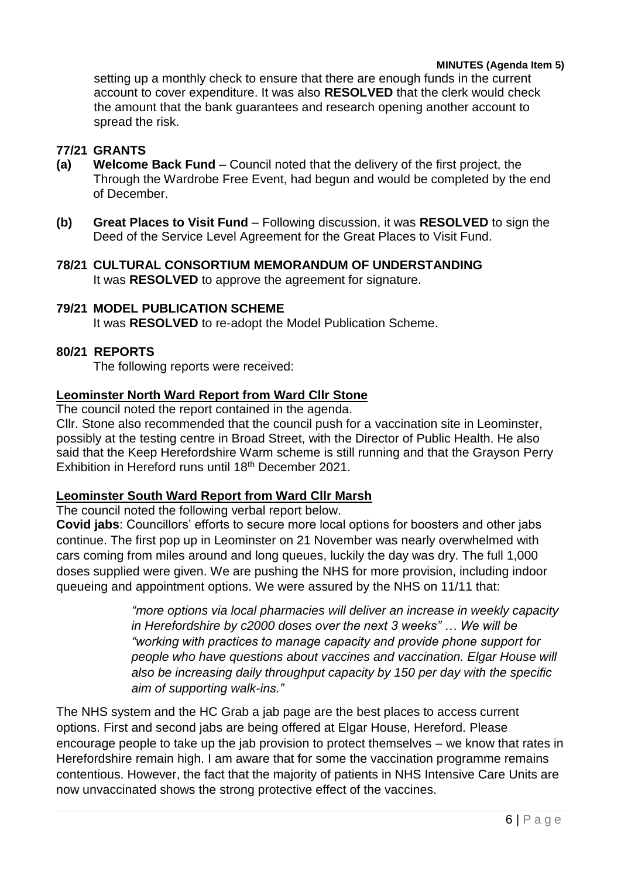setting up a monthly check to ensure that there are enough funds in the current account to cover expenditure. It was also **RESOLVED** that the clerk would check the amount that the bank guarantees and research opening another account to spread the risk.

## 77/21 GRANTS

**(a)** **Welcome Back Fund** – Council noted that the delivery of the first project, the Through the Wardrobe Free Event, had begun and would be completed by the end of December.

**(b)** **Great Places to Visit Fund** – Following discussion, it was **RESOLVED** to sign the Deed of the Service Level Agreement for the Great Places to Visit Fund.

## 78/21 CULTURAL CONSORTIUM MEMORANDUM OF UNDERSTANDING

It was **RESOLVED** to approve the agreement for signature.

## 79/21 MODEL PUBLICATION SCHEME

It was **RESOLVED** to re-adopt the Model Publication Scheme.

## 80/21 REPORTS

The following reports were received:

**Leominster North Ward Report from Ward Cllr Stone**

The council noted the report contained in the agenda.

Cllr. Stone also recommended that the council push for a vaccination site in Leominster, possibly at the testing centre in Broad Street, with the Director of Public Health. He also said that the Keep Herefordshire Warm scheme is still running and that the Grayson Perry Exhibition in Hereford runs until 18th December 2021.

**Leominster South Ward Report from Ward Cllr Marsh**

The council noted the following verbal report below.

**Covid jabs**: Councillors' efforts to secure more local options for boosters and other jabs continue. The first pop up in Leominster on 21 November was nearly overwhelmed with cars coming from miles around and long queues, luckily the day was dry. The full 1,000 doses supplied were given. We are pushing the NHS for more provision, including indoor queueing and appointment options. We were assured by the NHS on 11/11 that:

> *"more options via local pharmacies will deliver an increase in weekly capacity in Herefordshire by c2000 doses over the next 3 weeks" … We will be "working with practices to manage capacity and provide phone support for people who have questions about vaccines and vaccination. Elgar House will also be increasing daily throughput capacity by 150 per day with the specific aim of supporting walk-ins."*

The NHS system and the HC Grab a jab page are the best places to access current options. First and second jabs are being offered at Elgar House, Hereford. Please encourage people to take up the jab provision to protect themselves – we know that rates in Herefordshire remain high. I am aware that for some the vaccination programme remains contentious. However, the fact that the majority of patients in NHS Intensive Care Units are now unvaccinated shows the strong protective effect of the vaccines.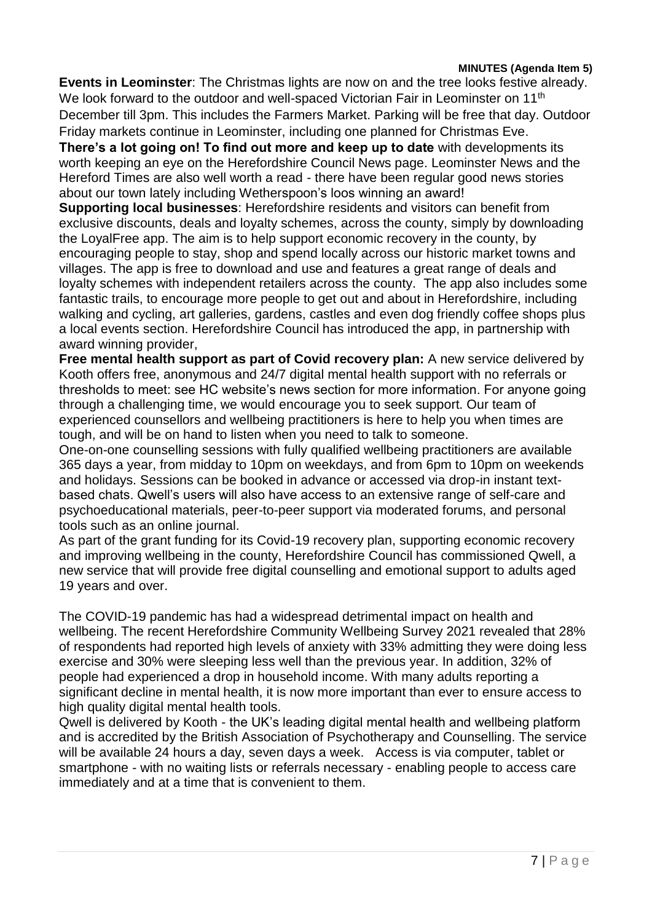**MINUTES (Agenda Item 5)**

**Events in Leominster**: The Christmas lights are now on and the tree looks festive already. We look forward to the outdoor and well-spaced Victorian Fair in Leominster on 11th December till 3pm. This includes the Farmers Market. Parking will be free that day. Outdoor Friday markets continue in Leominster, including one planned for Christmas Eve.

**There's a lot going on! To find out more and keep up to date** with developments its worth keeping an eye on the Herefordshire Council News page. Leominster News and the Hereford Times are also well worth a read - there have been regular good news stories about our town lately including Wetherspoon's loos winning an award!

**Supporting local businesses**: Herefordshire residents and visitors can benefit from exclusive discounts, deals and loyalty schemes, across the county, simply by downloading the LoyalFree app. The aim is to help support economic recovery in the county, by encouraging people to stay, shop and spend locally across our historic market towns and villages. The app is free to download and use and features a great range of deals and loyalty schemes with independent retailers across the county. The app also includes some fantastic trails, to encourage more people to get out and about in Herefordshire, including walking and cycling, art galleries, gardens, castles and even dog friendly coffee shops plus a local events section. Herefordshire Council has introduced the app, in partnership with award winning provider,

**Free mental health support as part of Covid recovery plan:** A new service delivered by Kooth offers free, anonymous and 24/7 digital mental health support with no referrals or thresholds to meet: see HC website's news section for more information. For anyone going through a challenging time, we would encourage you to seek support. Our team of experienced counsellors and wellbeing practitioners is here to help you when times are tough, and will be on hand to listen when you need to talk to someone.

One-on-one counselling sessions with fully qualified wellbeing practitioners are available 365 days a year, from midday to 10pm on weekdays, and from 6pm to 10pm on weekends and holidays. Sessions can be booked in advance or accessed via drop-in instant text-based chats. Qwell's users will also have access to an extensive range of self-care and psychoeducational materials, peer-to-peer support via moderated forums, and personal tools such as an online journal.

As part of the grant funding for its Covid-19 recovery plan, supporting economic recovery and improving wellbeing in the county, Herefordshire Council has commissioned Qwell, a new service that will provide free digital counselling and emotional support to adults aged 19 years and over.

The COVID-19 pandemic has had a widespread detrimental impact on health and wellbeing. The recent Herefordshire Community Wellbeing Survey 2021 revealed that 28% of respondents had reported high levels of anxiety with 33% admitting they were doing less exercise and 30% were sleeping less well than the previous year. In addition, 32% of people had experienced a drop in household income. With many adults reporting a significant decline in mental health, it is now more important than ever to ensure access to high quality digital mental health tools.

Qwell is delivered by Kooth - the UK's leading digital mental health and wellbeing platform and is accredited by the British Association of Psychotherapy and Counselling. The service will be available 24 hours a day, seven days a week. Access is via computer, tablet or smartphone - with no waiting lists or referrals necessary - enabling people to access care immediately and at a time that is convenient to them.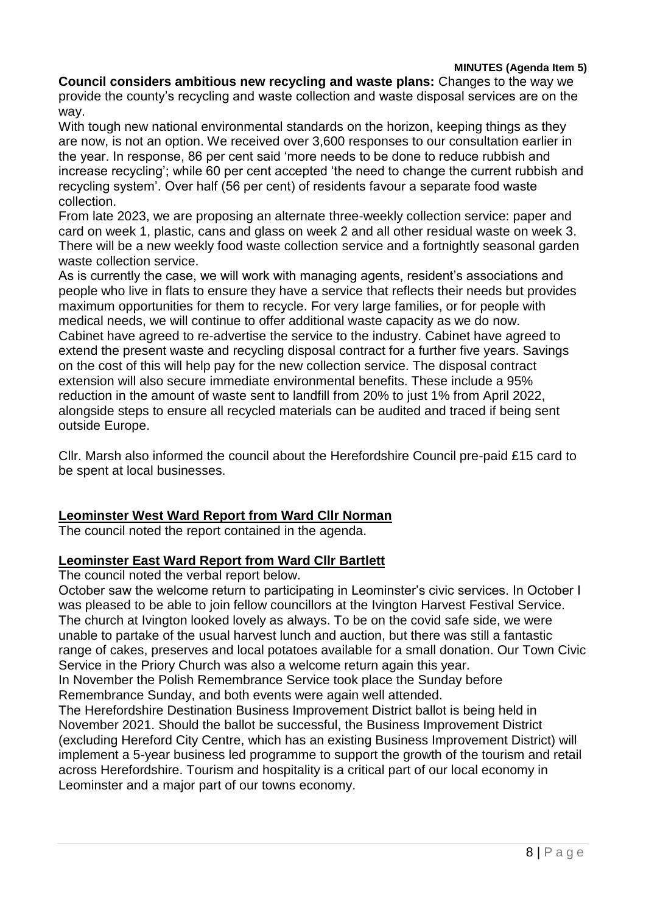**MINUTES (Agenda Item 5)**

**Council considers ambitious new recycling and waste plans:** Changes to the way we provide the county's recycling and waste collection and waste disposal services are on the way.

With tough new national environmental standards on the horizon, keeping things as they are now, is not an option. We received over 3,600 responses to our consultation earlier in the year. In response, 86 per cent said 'more needs to be done to reduce rubbish and increase recycling'; while 60 per cent accepted 'the need to change the current rubbish and recycling system'. Over half (56 per cent) of residents favour a separate food waste collection.

From late 2023, we are proposing an alternate three-weekly collection service: paper and card on week 1, plastic, cans and glass on week 2 and all other residual waste on week 3. There will be a new weekly food waste collection service and a fortnightly seasonal garden waste collection service.

As is currently the case, we will work with managing agents, resident's associations and people who live in flats to ensure they have a service that reflects their needs but provides maximum opportunities for them to recycle. For very large families, or for people with medical needs, we will continue to offer additional waste capacity as we do now.

Cabinet have agreed to re-advertise the service to the industry. Cabinet have agreed to extend the present waste and recycling disposal contract for a further five years. Savings on the cost of this will help pay for the new collection service. The disposal contract extension will also secure immediate environmental benefits. These include a 95% reduction in the amount of waste sent to landfill from 20% to just 1% from April 2022, alongside steps to ensure all recycled materials can be audited and traced if being sent outside Europe.

Cllr. Marsh also informed the council about the Herefordshire Council pre-paid £15 card to be spent at local businesses.

## Leominster West Ward Report from Ward Cllr Norman

The council noted the report contained in the agenda.

## Leominster East Ward Report from Ward Cllr Bartlett

The council noted the verbal report below.

October saw the welcome return to participating in Leominster's civic services. In October I was pleased to be able to join fellow councillors at the Ivington Harvest Festival Service. The church at Ivington looked lovely as always. To be on the covid safe side, we were unable to partake of the usual harvest lunch and auction, but there was still a fantastic range of cakes, preserves and local potatoes available for a small donation. Our Town Civic Service in the Priory Church was also a welcome return again this year.

In November the Polish Remembrance Service took place the Sunday before Remembrance Sunday, and both events were again well attended.

The Herefordshire Destination Business Improvement District ballot is being held in November 2021. Should the ballot be successful, the Business Improvement District (excluding Hereford City Centre, which has an existing Business Improvement District) will implement a 5-year business led programme to support the growth of the tourism and retail across Herefordshire. Tourism and hospitality is a critical part of our local economy in Leominster and a major part of our towns economy.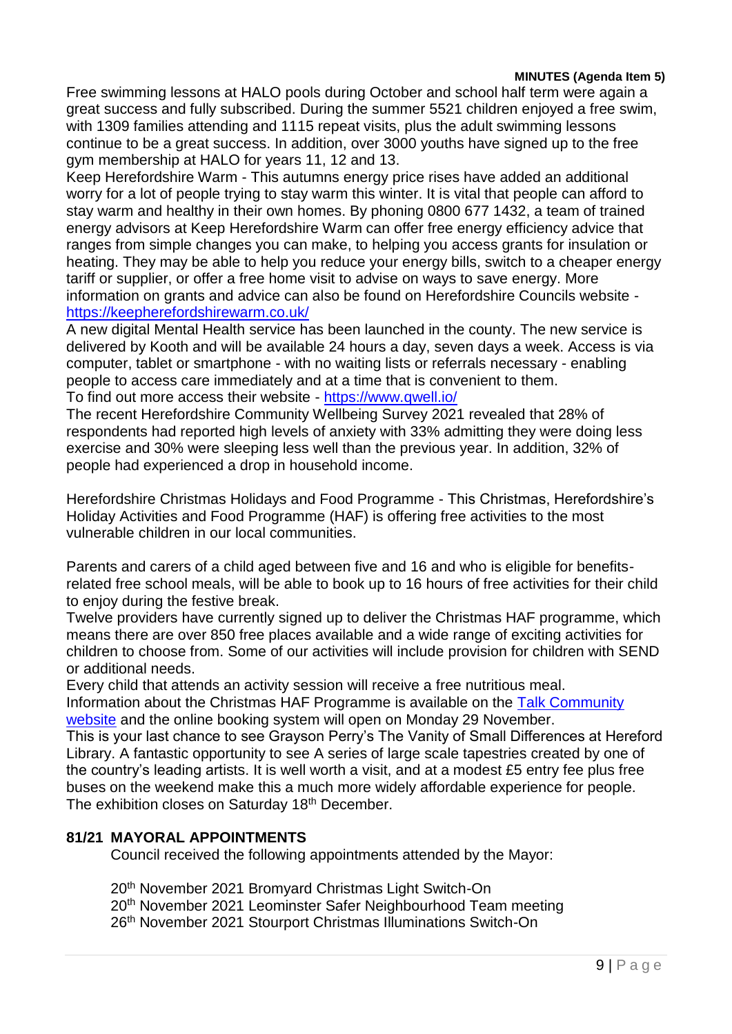**MINUTES (Agenda Item 5)**

Free swimming lessons at HALO pools during October and school half term were again a great success and fully subscribed. During the summer 5521 children enjoyed a free swim, with 1309 families attending and 1115 repeat visits, plus the adult swimming lessons continue to be a great success. In addition, over 3000 youths have signed up to the free gym membership at HALO for years 11, 12 and 13.

Keep Herefordshire Warm - This autumns energy price rises have added an additional worry for a lot of people trying to stay warm this winter. It is vital that people can afford to stay warm and healthy in their own homes. By phoning 0800 677 1432, a team of trained energy advisors at Keep Herefordshire Warm can offer free energy efficiency advice that ranges from simple changes you can make, to helping you access grants for insulation or heating. They may be able to help you reduce your energy bills, switch to a cheaper energy tariff or supplier, or offer a free home visit to advise on ways to save energy. More information on grants and advice can also be found on Herefordshire Councils website - [https://keepherefordshirewarm.co.uk/](https://keepherefordshirewarm.co.uk/)

A new digital Mental Health service has been launched in the county. The new service is delivered by Kooth and will be available 24 hours a day, seven days a week. Access is via computer, tablet or smartphone - with no waiting lists or referrals necessary - enabling people to access care immediately and at a time that is convenient to them.

To find out more access their website - [https://www.qwell.io/](https://www.qwell.io/)

The recent Herefordshire Community Wellbeing Survey 2021 revealed that 28% of respondents had reported high levels of anxiety with 33% admitting they were doing less exercise and 30% were sleeping less well than the previous year. In addition, 32% of people had experienced a drop in household income.

Herefordshire Christmas Holidays and Food Programme - This Christmas, Herefordshire's Holiday Activities and Food Programme (HAF) is offering free activities to the most vulnerable children in our local communities.

Parents and carers of a child aged between five and 16 and who is eligible for benefits-related free school meals, will be able to book up to 16 hours of free activities for their child to enjoy during the festive break.

Twelve providers have currently signed up to deliver the Christmas HAF programme, which means there are over 850 free places available and a wide range of exciting activities for children to choose from. Some of our activities will include provision for children with SEND or additional needs.

Every child that attends an activity session will receive a free nutritious meal.

Information about the Christmas HAF Programme is available on the Talk Community website and the online booking system will open on Monday 29 November.

This is your last chance to see Grayson Perry's The Vanity of Small Differences at Hereford Library. A fantastic opportunity to see A series of large scale tapestries created by one of the country's leading artists. It is well worth a visit, and at a modest £5 entry fee plus free buses on the weekend make this a much more widely affordable experience for people. The exhibition closes on Saturday 18th December.

## 81/21 MAYORAL APPOINTMENTS

Council received the following appointments attended by the Mayor:

20th November 2021 Bromyard Christmas Light Switch-On
20th November 2021 Leominster Safer Neighbourhood Team meeting
26th November 2021 Stourport Christmas Illuminations Switch-On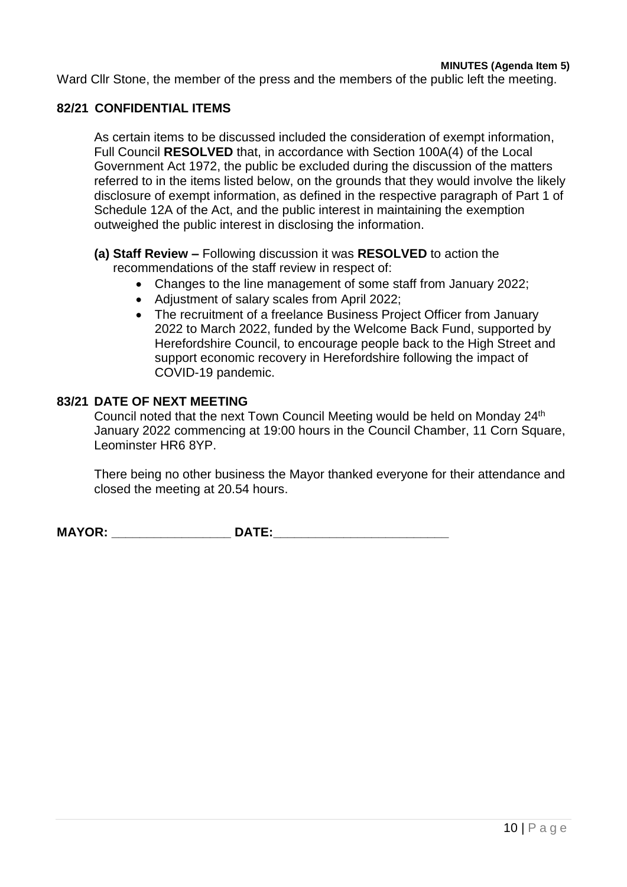Ward Cllr Stone, the member of the press and the members of the public left the meeting.

## 82/21 CONFIDENTIAL ITEMS

As certain items to be discussed included the consideration of exempt information, Full Council **RESOLVED** that, in accordance with Section 100A(4) of the Local Government Act 1972, the public be excluded during the discussion of the matters referred to in the items listed below, on the grounds that they would involve the likely disclosure of exempt information, as defined in the respective paragraph of Part 1 of Schedule 12A of the Act, and the public interest in maintaining the exemption outweighed the public interest in disclosing the information.

**(a) Staff Review –** Following discussion it was **RESOLVED** to action the recommendations of the staff review in respect of:

- Changes to the line management of some staff from January 2022;
- Adjustment of salary scales from April 2022;
- The recruitment of a freelance Business Project Officer from January 2022 to March 2022, funded by the Welcome Back Fund, supported by Herefordshire Council, to encourage people back to the High Street and support economic recovery in Herefordshire following the impact of COVID-19 pandemic.

## 83/21 DATE OF NEXT MEETING

Council noted that the next Town Council Meeting would be held on Monday 24th January 2022 commencing at 19:00 hours in the Council Chamber, 11 Corn Square, Leominster HR6 8YP.

There being no other business the Mayor thanked everyone for their attendance and closed the meeting at 20.54 hours.

**MAYOR: \_\_\_\_\_\_\_\_\_\_\_\_\_\_\_\_\_ DATE:\_\_\_\_\_\_\_\_\_\_\_\_\_\_\_\_\_\_\_\_\_\_\_\_\_\_**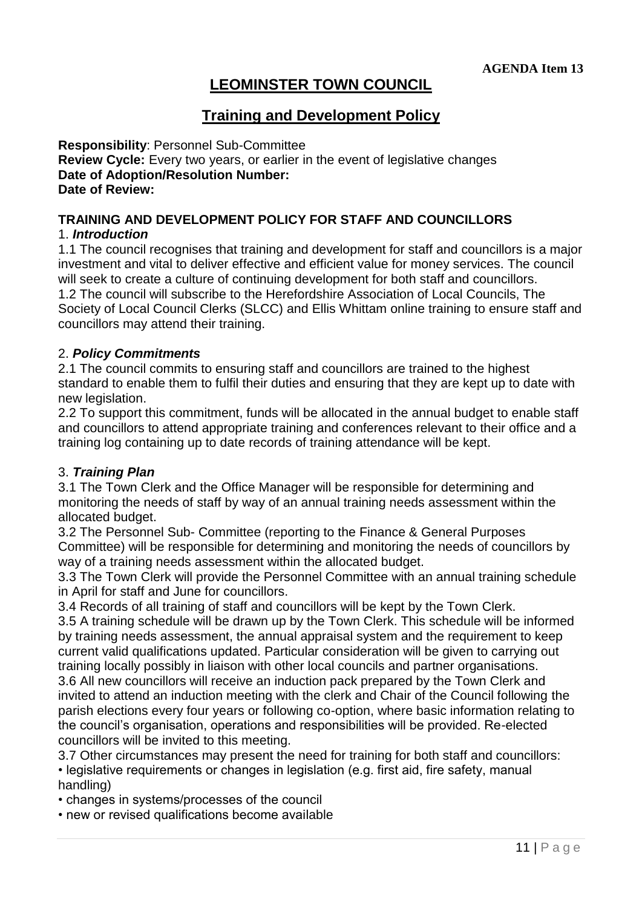**AGENDA Item 13**

# LEOMINSTER TOWN COUNCIL

## Training and Development Policy

**Responsibility**: Personnel Sub-Committee
**Review Cycle:** Every two years, or earlier in the event of legislative changes
**Date of Adoption/Resolution Number:**
**Date of Review:**

### TRAINING AND DEVELOPMENT POLICY FOR STAFF AND COUNCILLORS

1. ***Introduction***

1.1 The council recognises that training and development for staff and councillors is a major investment and vital to deliver effective and efficient value for money services. The council will seek to create a culture of continuing development for both staff and councillors.
1.2 The council will subscribe to the Herefordshire Association of Local Councils, The Society of Local Council Clerks (SLCC) and Ellis Whittam online training to ensure staff and councillors may attend their training.

2. ***Policy Commitments***

2.1 The council commits to ensuring staff and councillors are trained to the highest standard to enable them to fulfil their duties and ensuring that they are kept up to date with new legislation.
2.2 To support this commitment, funds will be allocated in the annual budget to enable staff and councillors to attend appropriate training and conferences relevant to their office and a training log containing up to date records of training attendance will be kept.

3. ***Training Plan***

3.1 The Town Clerk and the Office Manager will be responsible for determining and monitoring the needs of staff by way of an annual training needs assessment within the allocated budget.
3.2 The Personnel Sub- Committee (reporting to the Finance & General Purposes Committee) will be responsible for determining and monitoring the needs of councillors by way of a training needs assessment within the allocated budget.
3.3 The Town Clerk will provide the Personnel Committee with an annual training schedule in April for staff and June for councillors.
3.4 Records of all training of staff and councillors will be kept by the Town Clerk.
3.5 A training schedule will be drawn up by the Town Clerk. This schedule will be informed by training needs assessment, the annual appraisal system and the requirement to keep current valid qualifications updated. Particular consideration will be given to carrying out training locally possibly in liaison with other local councils and partner organisations.
3.6 All new councillors will receive an induction pack prepared by the Town Clerk and invited to attend an induction meeting with the clerk and Chair of the Council following the parish elections every four years or following co-option, where basic information relating to the council's organisation, operations and responsibilities will be provided. Re-elected councillors will be invited to this meeting.
3.7 Other circumstances may present the need for training for both staff and councillors:

- legislative requirements or changes in legislation (e.g. first aid, fire safety, manual handling)
- changes in systems/processes of the council
- new or revised qualifications become available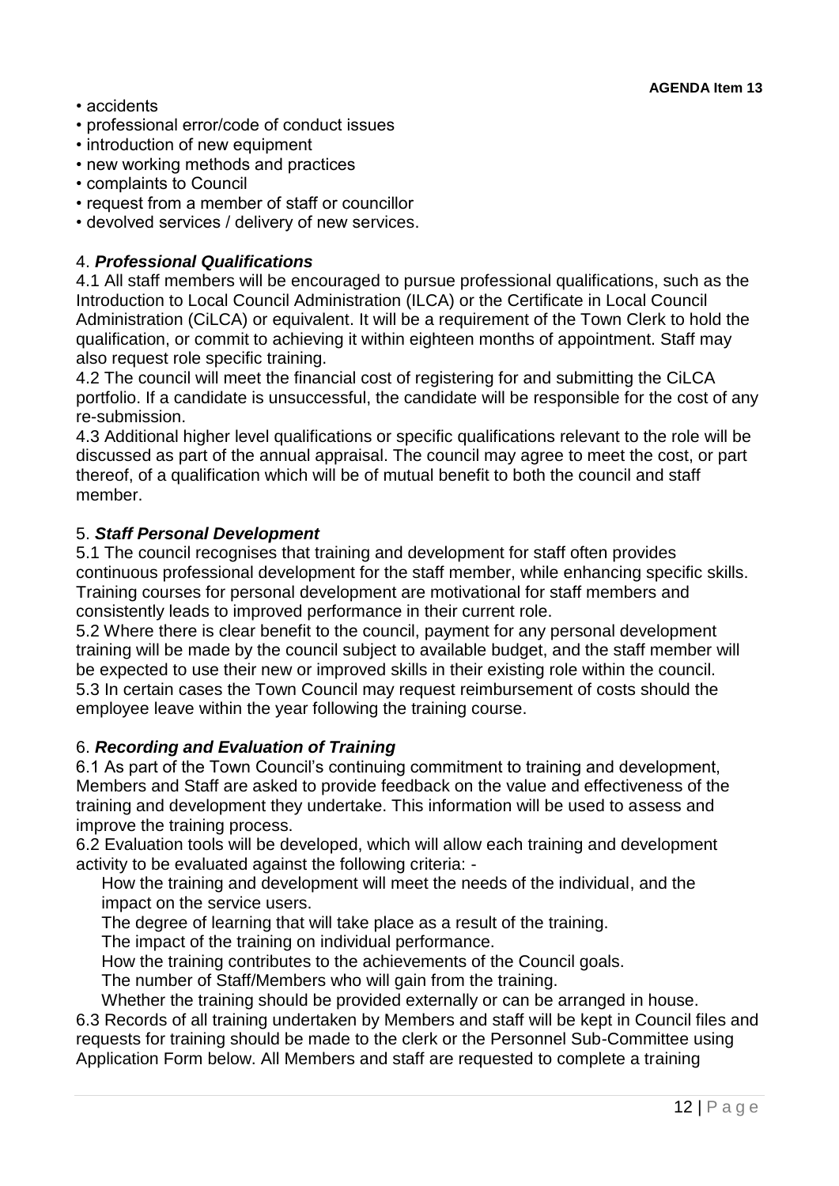- accidents
- professional error/code of conduct issues
- introduction of new equipment
- new working methods and practices
- complaints to Council
- request from a member of staff or councillor
- devolved services / delivery of new services.

## 4. ***Professional Qualifications***

4.1 All staff members will be encouraged to pursue professional qualifications, such as the Introduction to Local Council Administration (ILCA) or the Certificate in Local Council Administration (CiLCA) or equivalent. It will be a requirement of the Town Clerk to hold the qualification, or commit to achieving it within eighteen months of appointment. Staff may also request role specific training.

4.2 The council will meet the financial cost of registering for and submitting the CiLCA portfolio. If a candidate is unsuccessful, the candidate will be responsible for the cost of any re-submission.

4.3 Additional higher level qualifications or specific qualifications relevant to the role will be discussed as part of the annual appraisal. The council may agree to meet the cost, or part thereof, of a qualification which will be of mutual benefit to both the council and staff member.

## 5. ***Staff Personal Development***

5.1 The council recognises that training and development for staff often provides continuous professional development for the staff member, while enhancing specific skills. Training courses for personal development are motivational for staff members and consistently leads to improved performance in their current role.

5.2 Where there is clear benefit to the council, payment for any personal development training will be made by the council subject to available budget, and the staff member will be expected to use their new or improved skills in their existing role within the council.

5.3 In certain cases the Town Council may request reimbursement of costs should the employee leave within the year following the training course.

## 6. ***Recording and Evaluation of Training***

6.1 As part of the Town Council's continuing commitment to training and development, Members and Staff are asked to provide feedback on the value and effectiveness of the training and development they undertake. This information will be used to assess and improve the training process.

6.2 Evaluation tools will be developed, which will allow each training and development activity to be evaluated against the following criteria: -

- How the training and development will meet the needs of the individual, and the impact on the service users.
- The degree of learning that will take place as a result of the training.
- The impact of the training on individual performance.
- How the training contributes to the achievements of the Council goals.
- The number of Staff/Members who will gain from the training.
- Whether the training should be provided externally or can be arranged in house.

6.3 Records of all training undertaken by Members and staff will be kept in Council files and requests for training should be made to the clerk or the Personnel Sub-Committee using Application Form below. All Members and staff are requested to complete a training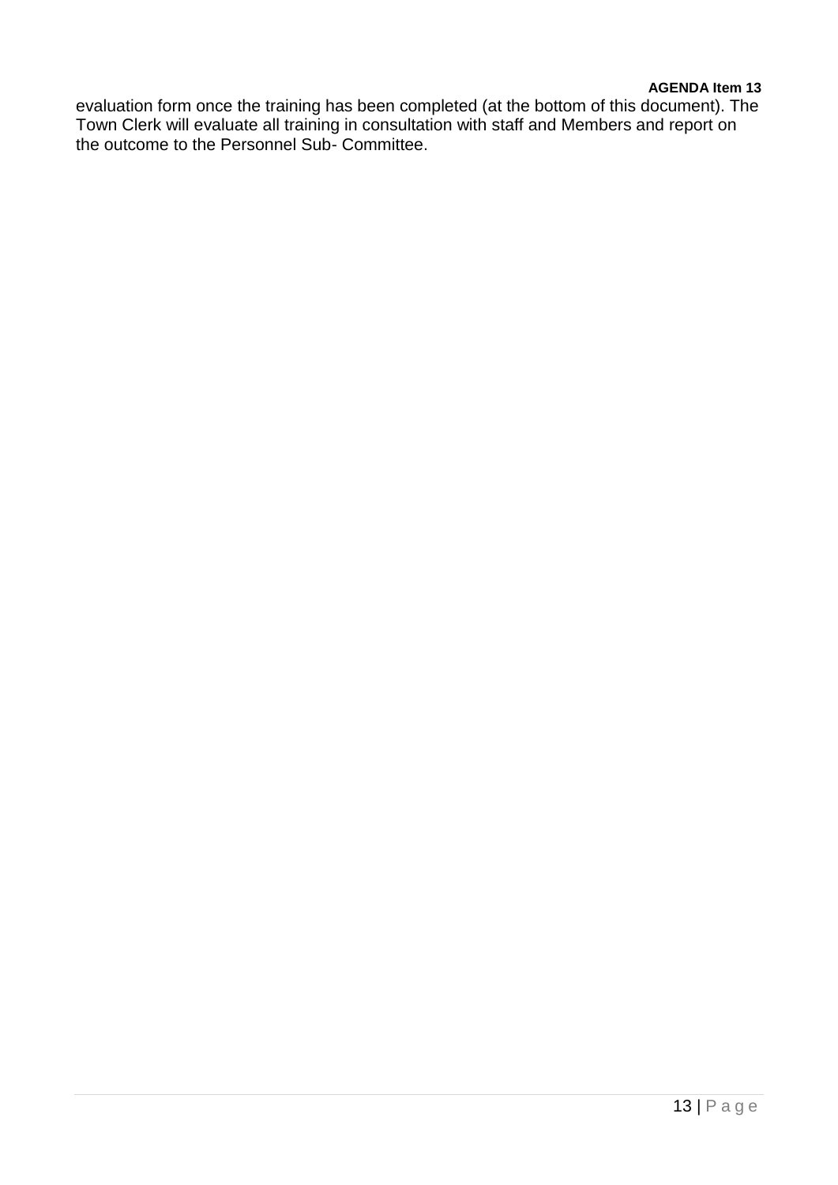evaluation form once the training has been completed (at the bottom of this document). The Town Clerk will evaluate all training in consultation with staff and Members and report on the outcome to the Personnel Sub- Committee.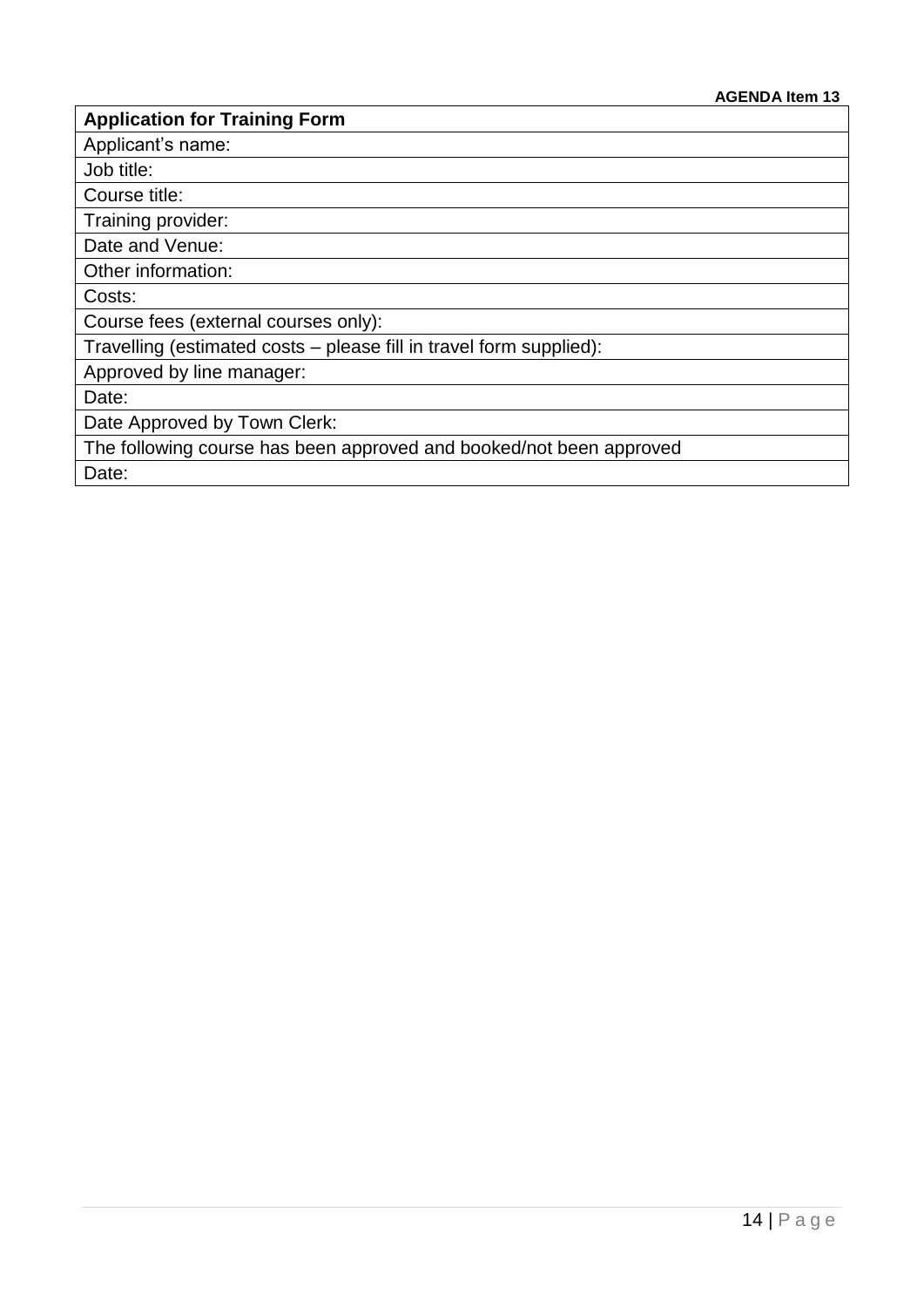**AGENDA Item 13**

| **Application for Training Form** |
| --- |
| Applicant's name: |
| Job title: |
| Course title: |
| Training provider: |
| Date and Venue: |
| Other information: |
| Costs: |
| Course fees (external courses only): |
| Travelling (estimated costs – please fill in travel form supplied): |
| Approved by line manager: |
| Date: |
| Date Approved by Town Clerk: |
| The following course has been approved and booked/not been approved |
| Date: |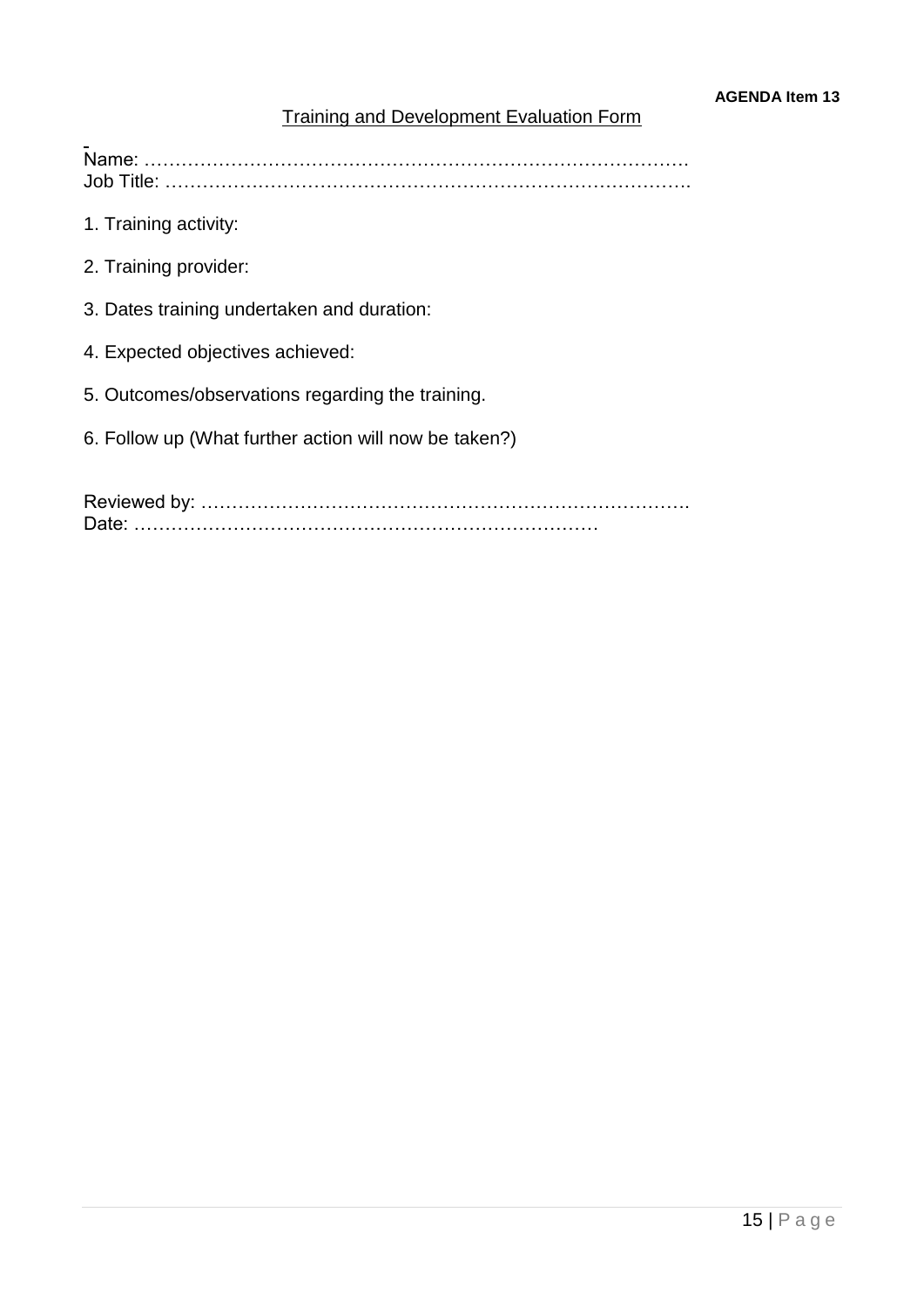**AGENDA Item 13**

## Training and Development Evaluation Form

Name: ……………………………………………………………………………

Job Title: …………………………………………………………………………..

1. Training activity:

2. Training provider:

3. Dates training undertaken and duration:

4. Expected objectives achieved:

5. Outcomes/observations regarding the training.

6. Follow up (What further action will now be taken?)

Reviewed by: …………………………………………………………………….

Date: …………………………………………………………………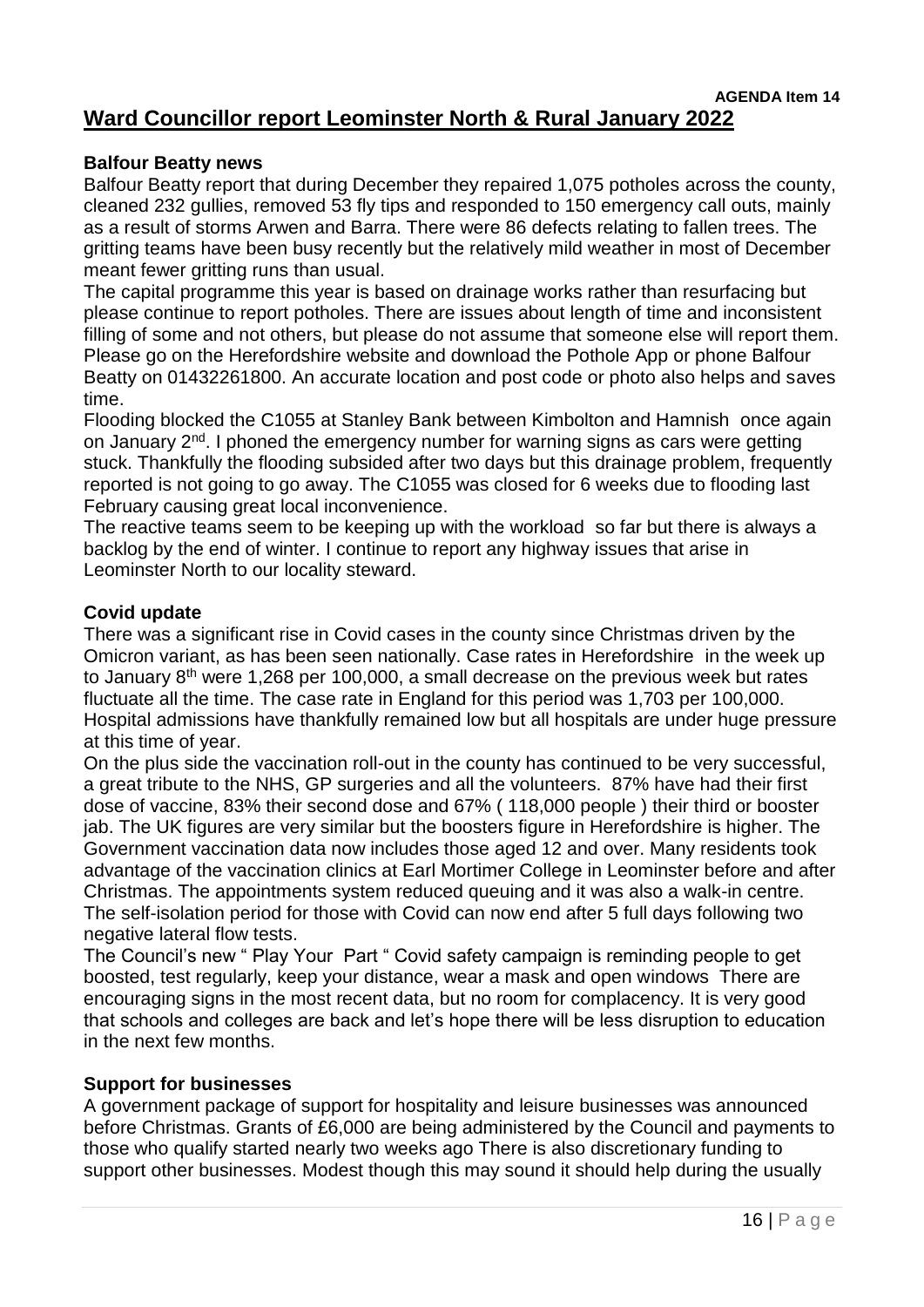**AGENDA Item 14**

# Ward Councillor report Leominster North & Rural January 2022

### Balfour Beatty news

Balfour Beatty report that during December they repaired 1,075 potholes across the county, cleaned 232 gullies, removed 53 fly tips and responded to 150 emergency call outs, mainly as a result of storms Arwen and Barra. There were 86 defects relating to fallen trees. The gritting teams have been busy recently but the relatively mild weather in most of December meant fewer gritting runs than usual.

The capital programme this year is based on drainage works rather than resurfacing but please continue to report potholes. There are issues about length of time and inconsistent filling of some and not others, but please do not assume that someone else will report them. Please go on the Herefordshire website and download the Pothole App or phone Balfour Beatty on 01432261800. An accurate location and post code or photo also helps and saves time.

Flooding blocked the C1055 at Stanley Bank between Kimbolton and Hamnish once again on January 2nd. I phoned the emergency number for warning signs as cars were getting stuck. Thankfully the flooding subsided after two days but this drainage problem, frequently reported is not going to go away. The C1055 was closed for 6 weeks due to flooding last February causing great local inconvenience.

The reactive teams seem to be keeping up with the workload so far but there is always a backlog by the end of winter. I continue to report any highway issues that arise in Leominster North to our locality steward.

### Covid update

There was a significant rise in Covid cases in the county since Christmas driven by the Omicron variant, as has been seen nationally. Case rates in Herefordshire in the week up to January 8th were 1,268 per 100,000, a small decrease on the previous week but rates fluctuate all the time. The case rate in England for this period was 1,703 per 100,000. Hospital admissions have thankfully remained low but all hospitals are under huge pressure at this time of year.

On the plus side the vaccination roll-out in the county has continued to be very successful, a great tribute to the NHS, GP surgeries and all the volunteers. 87% have had their first dose of vaccine, 83% their second dose and 67% ( 118,000 people ) their third or booster jab. The UK figures are very similar but the boosters figure in Herefordshire is higher. The Government vaccination data now includes those aged 12 and over. Many residents took advantage of the vaccination clinics at Earl Mortimer College in Leominster before and after Christmas. The appointments system reduced queuing and it was also a walk-in centre. The self-isolation period for those with Covid can now end after 5 full days following two negative lateral flow tests.

The Council's new " Play Your Part " Covid safety campaign is reminding people to get boosted, test regularly, keep your distance, wear a mask and open windows There are encouraging signs in the most recent data, but no room for complacency. It is very good that schools and colleges are back and let's hope there will be less disruption to education in the next few months.

### Support for businesses

A government package of support for hospitality and leisure businesses was announced before Christmas. Grants of £6,000 are being administered by the Council and payments to those who qualify started nearly two weeks ago There is also discretionary funding to support other businesses. Modest though this may sound it should help during the usually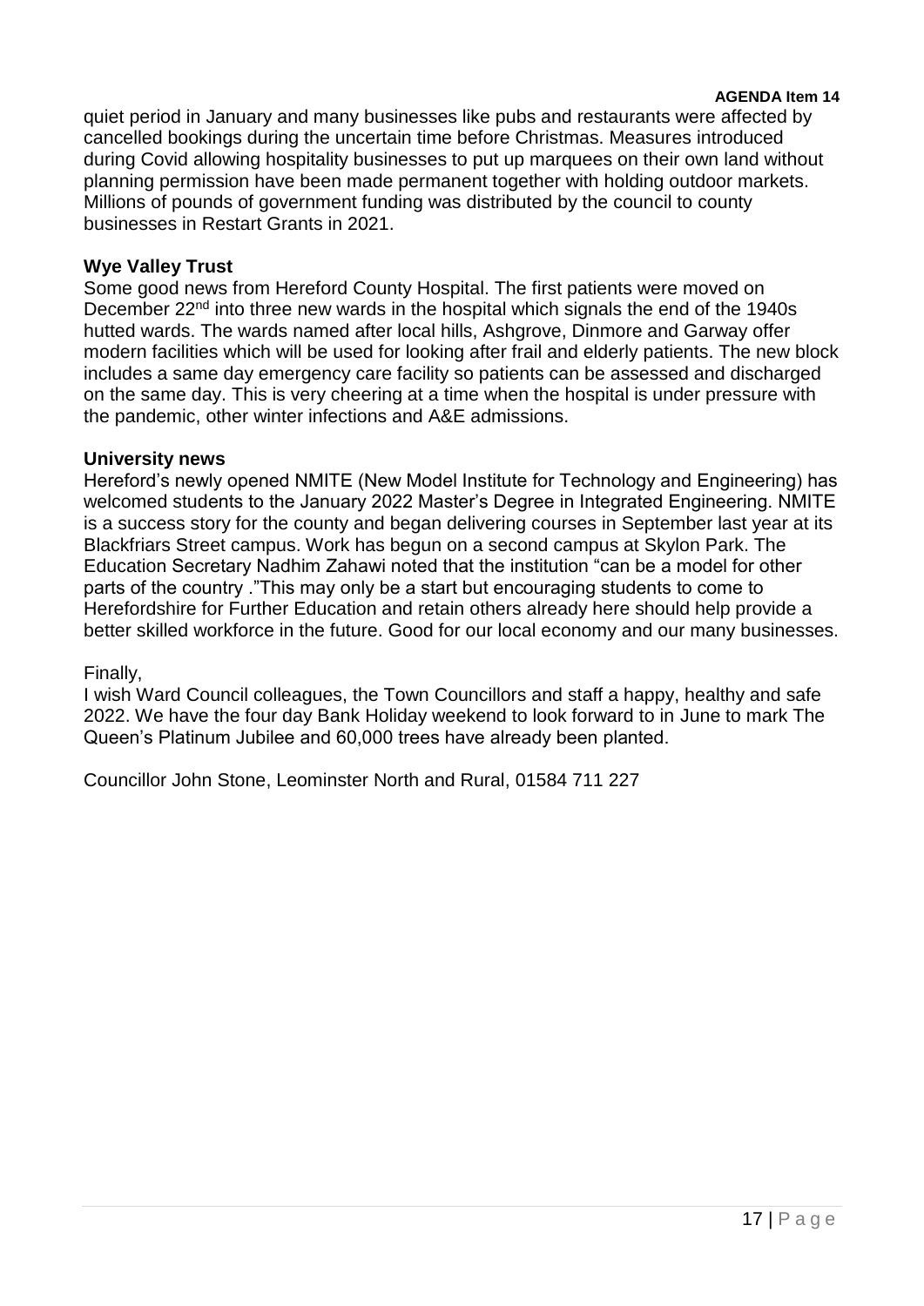quiet period in January and many businesses like pubs and restaurants were affected by cancelled bookings during the uncertain time before Christmas. Measures introduced during Covid allowing hospitality businesses to put up marquees on their own land without planning permission have been made permanent together with holding outdoor markets. Millions of pounds of government funding was distributed by the council to county businesses in Restart Grants in 2021.

**Wye Valley Trust**

Some good news from Hereford County Hospital. The first patients were moved on December 22nd into three new wards in the hospital which signals the end of the 1940s hutted wards. The wards named after local hills, Ashgrove, Dinmore and Garway offer modern facilities which will be used for looking after frail and elderly patients. The new block includes a same day emergency care facility so patients can be assessed and discharged on the same day. This is very cheering at a time when the hospital is under pressure with the pandemic, other winter infections and A&E admissions.

**University news**

Hereford's newly opened NMITE (New Model Institute for Technology and Engineering) has welcomed students to the January 2022 Master's Degree in Integrated Engineering. NMITE is a success story for the county and began delivering courses in September last year at its Blackfriars Street campus. Work has begun on a second campus at Skylon Park. The Education Secretary Nadhim Zahawi noted that the institution "can be a model for other parts of the country ."This may only be a start but encouraging students to come to Herefordshire for Further Education and retain others already here should help provide a better skilled workforce in the future. Good for our local economy and our many businesses.

Finally,

I wish Ward Council colleagues, the Town Councillors and staff a happy, healthy and safe 2022. We have the four day Bank Holiday weekend to look forward to in June to mark The Queen's Platinum Jubilee and 60,000 trees have already been planted.

Councillor John Stone, Leominster North and Rural, 01584 711 227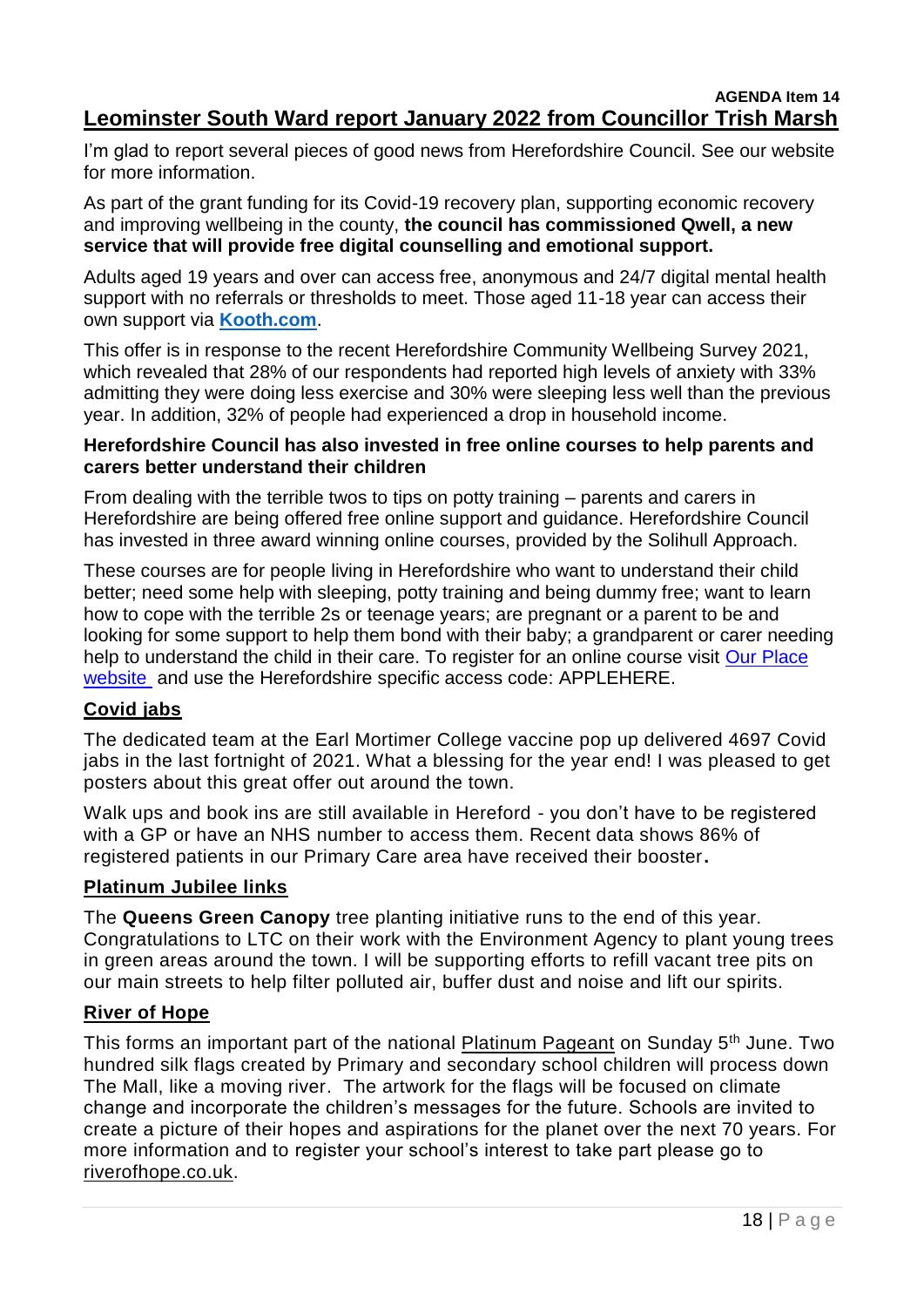**AGENDA Item 14**

# Leominster South Ward report January 2022 from Councillor Trish Marsh

I'm glad to report several pieces of good news from Herefordshire Council. See our website for more information.

As part of the grant funding for its Covid-19 recovery plan, supporting economic recovery and improving wellbeing in the county, **the council has commissioned Qwell, a new service that will provide free digital counselling and emotional support.**

Adults aged 19 years and over can access free, anonymous and 24/7 digital mental health support with no referrals or thresholds to meet. Those aged 11-18 year can access their own support via **Kooth.com**.

This offer is in response to the recent Herefordshire Community Wellbeing Survey 2021, which revealed that 28% of our respondents had reported high levels of anxiety with 33% admitting they were doing less exercise and 30% were sleeping less well than the previous year. In addition, 32% of people had experienced a drop in household income.

**Herefordshire Council has also invested in free online courses to help parents and carers better understand their children**

From dealing with the terrible twos to tips on potty training – parents and carers in Herefordshire are being offered free online support and guidance. Herefordshire Council has invested in three award winning online courses, provided by the Solihull Approach.

These courses are for people living in Herefordshire who want to understand their child better; need some help with sleeping, potty training and being dummy free; want to learn how to cope with the terrible 2s or teenage years; are pregnant or a parent to be and looking for some support to help them bond with their baby; a grandparent or carer needing help to understand the child in their care. To register for an online course visit Our Place website and use the Herefordshire specific access code: APPLEHERE.

## Covid jabs

The dedicated team at the Earl Mortimer College vaccine pop up delivered 4697 Covid jabs in the last fortnight of 2021. What a blessing for the year end! I was pleased to get posters about this great offer out around the town.

Walk ups and book ins are still available in Hereford - you don't have to be registered with a GP or have an NHS number to access them. Recent data shows 86% of registered patients in our Primary Care area have received their booster**.**

## Platinum Jubilee links

The **Queens Green Canopy** tree planting initiative runs to the end of this year. Congratulations to LTC on their work with the Environment Agency to plant young trees in green areas around the town. I will be supporting efforts to refill vacant tree pits on our main streets to help filter polluted air, buffer dust and noise and lift our spirits.

## River of Hope

This forms an important part of the national Platinum Pageant on Sunday 5th June. Two hundred silk flags created by Primary and secondary school children will process down The Mall, like a moving river. The artwork for the flags will be focused on climate change and incorporate the children's messages for the future. Schools are invited to create a picture of their hopes and aspirations for the planet over the next 70 years. For more information and to register your school's interest to take part please go to riverofhope.co.uk.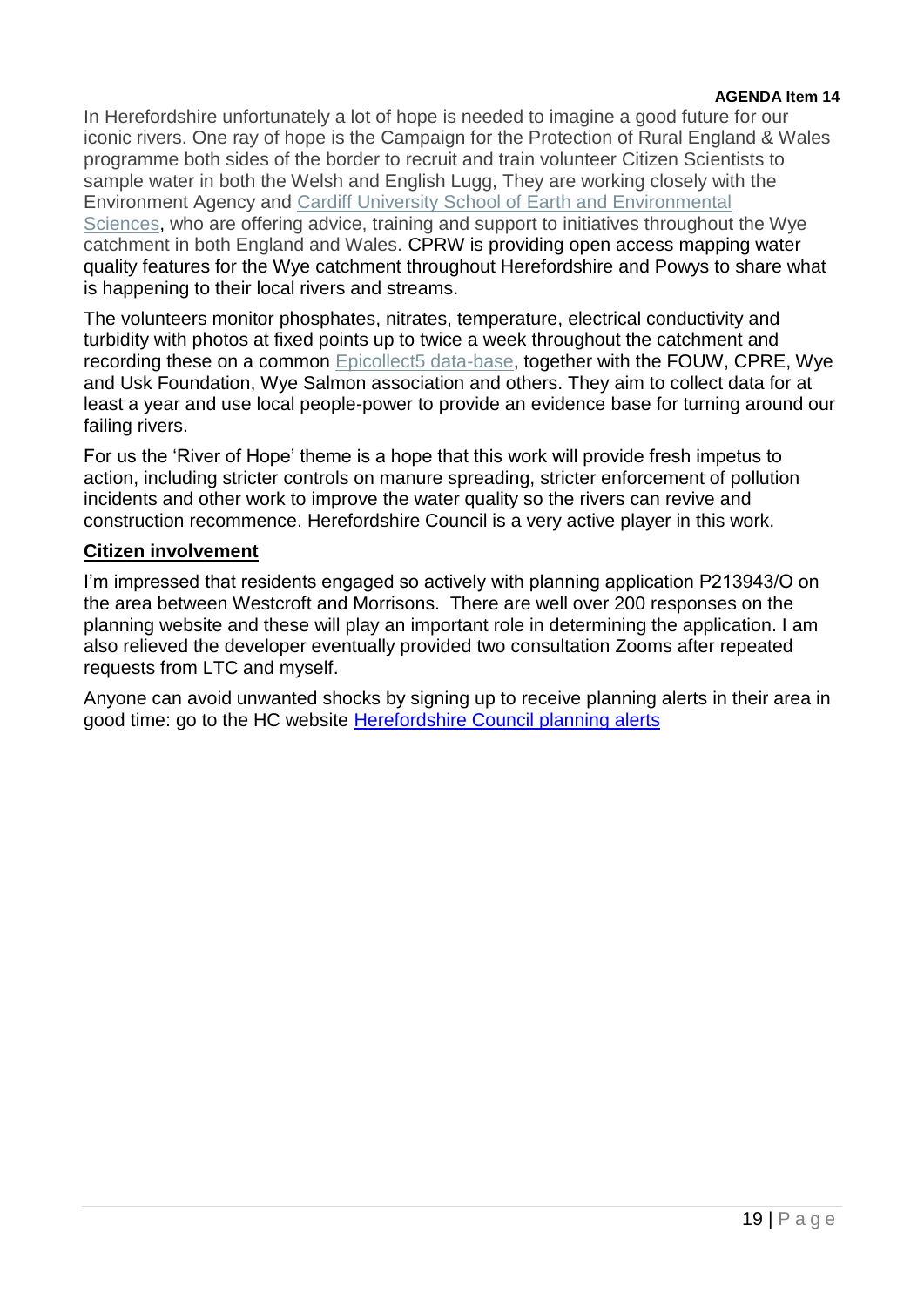In Herefordshire unfortunately a lot of hope is needed to imagine a good future for our iconic rivers. One ray of hope is the Campaign for the Protection of Rural England & Wales programme both sides of the border to recruit and train volunteer Citizen Scientists to sample water in both the Welsh and English Lugg, They are working closely with the Environment Agency and [Cardiff University School of Earth and Environmental Sciences], who are offering advice, training and support to initiatives throughout the Wye catchment in both England and Wales. CPRW is providing open access mapping water quality features for the Wye catchment throughout Herefordshire and Powys to share what is happening to their local rivers and streams.

The volunteers monitor phosphates, nitrates, temperature, electrical conductivity and turbidity with photos at fixed points up to twice a week throughout the catchment and recording these on a common [Epicollect5 data-base], together with the FOUW, CPRE, Wye and Usk Foundation, Wye Salmon association and others. They aim to collect data for at least a year and use local people-power to provide an evidence base for turning around our failing rivers.

For us the 'River of Hope' theme is a hope that this work will provide fresh impetus to action, including stricter controls on manure spreading, stricter enforcement of pollution incidents and other work to improve the water quality so the rivers can revive and construction recommence. Herefordshire Council is a very active player in this work.

## Citizen involvement

I'm impressed that residents engaged so actively with planning application P213943/O on the area between Westcroft and Morrisons. There are well over 200 responses on the planning website and these will play an important role in determining the application. I am also relieved the developer eventually provided two consultation Zooms after repeated requests from LTC and myself.

Anyone can avoid unwanted shocks by signing up to receive planning alerts in their area in good time: go to the HC website [Herefordshire Council planning alerts]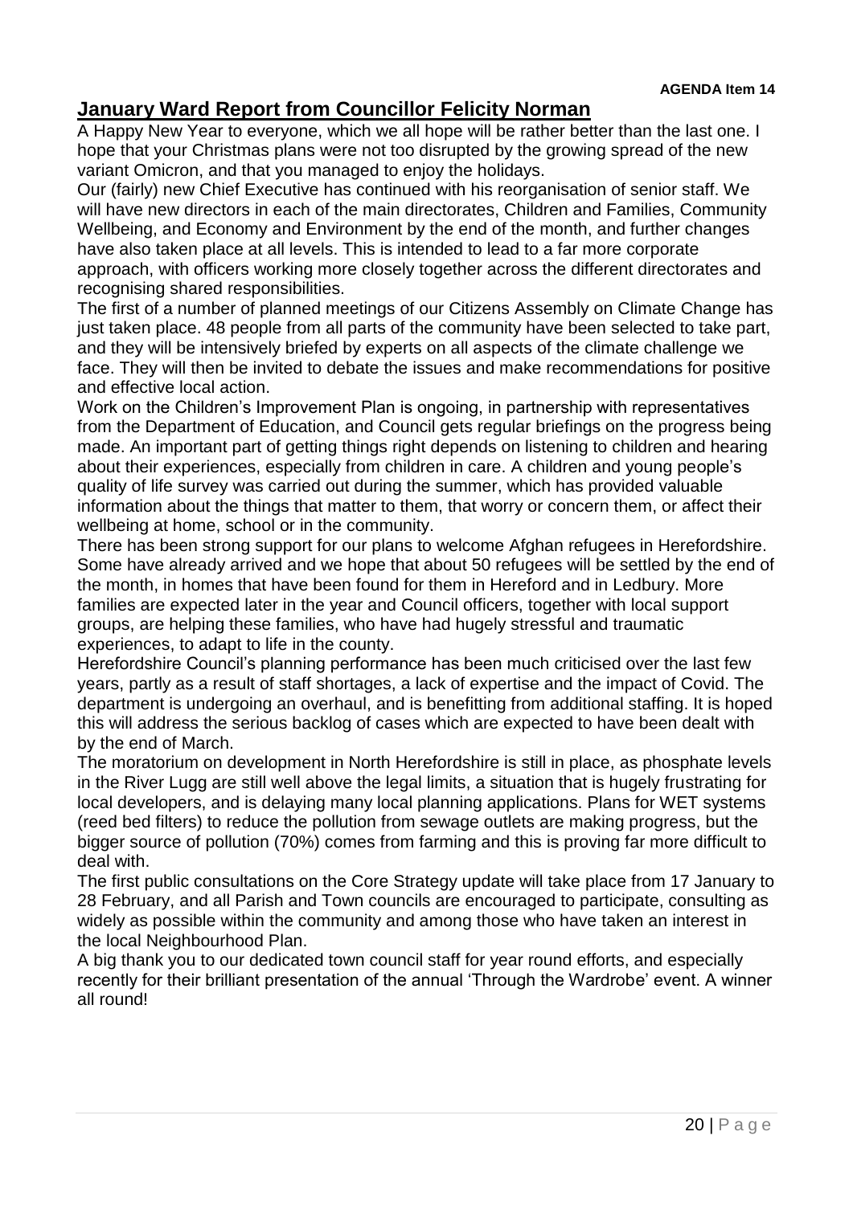**AGENDA Item 14**

## January Ward Report from Councillor Felicity Norman

A Happy New Year to everyone, which we all hope will be rather better than the last one. I hope that your Christmas plans were not too disrupted by the growing spread of the new variant Omicron, and that you managed to enjoy the holidays.

Our (fairly) new Chief Executive has continued with his reorganisation of senior staff. We will have new directors in each of the main directorates, Children and Families, Community Wellbeing, and Economy and Environment by the end of the month, and further changes have also taken place at all levels. This is intended to lead to a far more corporate approach, with officers working more closely together across the different directorates and recognising shared responsibilities.

The first of a number of planned meetings of our Citizens Assembly on Climate Change has just taken place. 48 people from all parts of the community have been selected to take part, and they will be intensively briefed by experts on all aspects of the climate challenge we face. They will then be invited to debate the issues and make recommendations for positive and effective local action.

Work on the Children's Improvement Plan is ongoing, in partnership with representatives from the Department of Education, and Council gets regular briefings on the progress being made. An important part of getting things right depends on listening to children and hearing about their experiences, especially from children in care. A children and young people's quality of life survey was carried out during the summer, which has provided valuable information about the things that matter to them, that worry or concern them, or affect their wellbeing at home, school or in the community.

There has been strong support for our plans to welcome Afghan refugees in Herefordshire. Some have already arrived and we hope that about 50 refugees will be settled by the end of the month, in homes that have been found for them in Hereford and in Ledbury. More families are expected later in the year and Council officers, together with local support groups, are helping these families, who have had hugely stressful and traumatic experiences, to adapt to life in the county.

Herefordshire Council's planning performance has been much criticised over the last few years, partly as a result of staff shortages, a lack of expertise and the impact of Covid. The department is undergoing an overhaul, and is benefitting from additional staffing. It is hoped this will address the serious backlog of cases which are expected to have been dealt with by the end of March.

The moratorium on development in North Herefordshire is still in place, as phosphate levels in the River Lugg are still well above the legal limits, a situation that is hugely frustrating for local developers, and is delaying many local planning applications. Plans for WET systems (reed bed filters) to reduce the pollution from sewage outlets are making progress, but the bigger source of pollution (70%) comes from farming and this is proving far more difficult to deal with.

The first public consultations on the Core Strategy update will take place from 17 January to 28 February, and all Parish and Town councils are encouraged to participate, consulting as widely as possible within the community and among those who have taken an interest in the local Neighbourhood Plan.

A big thank you to our dedicated town council staff for year round efforts, and especially recently for their brilliant presentation of the annual 'Through the Wardrobe' event. A winner all round!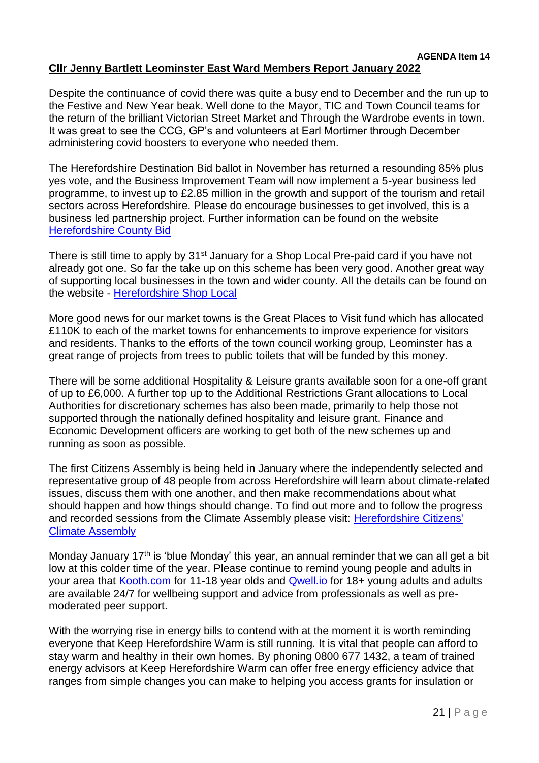**AGENDA Item 14**

**Cllr Jenny Bartlett Leominster East Ward Members Report January 2022**

Despite the continuance of covid there was quite a busy end to December and the run up to the Festive and New Year beak. Well done to the Mayor, TIC and Town Council teams for the return of the brilliant Victorian Street Market and Through the Wardrobe events in town. It was great to see the CCG, GP's and volunteers at Earl Mortimer through December administering covid boosters to everyone who needed them.

The Herefordshire Destination Bid ballot in November has returned a resounding 85% plus yes vote, and the Business Improvement Team will now implement a 5-year business led programme, to invest up to £2.85 million in the growth and support of the tourism and retail sectors across Herefordshire. Please do encourage businesses to get involved, this is a business led partnership project. Further information can be found on the website Herefordshire County Bid

There is still time to apply by 31st January for a Shop Local Pre-paid card if you have not already got one. So far the take up on this scheme has been very good. Another great way of supporting local businesses in the town and wider county. All the details can be found on the website - Herefordshire Shop Local

More good news for our market towns is the Great Places to Visit fund which has allocated £110K to each of the market towns for enhancements to improve experience for visitors and residents. Thanks to the efforts of the town council working group, Leominster has a great range of projects from trees to public toilets that will be funded by this money.

There will be some additional Hospitality & Leisure grants available soon for a one-off grant of up to £6,000. A further top up to the Additional Restrictions Grant allocations to Local Authorities for discretionary schemes has also been made, primarily to help those not supported through the nationally defined hospitality and leisure grant. Finance and Economic Development officers are working to get both of the new schemes up and running as soon as possible.

The first Citizens Assembly is being held in January where the independently selected and representative group of 48 people from across Herefordshire will learn about climate-related issues, discuss them with one another, and then make recommendations about what should happen and how things should change. To find out more and to follow the progress and recorded sessions from the Climate Assembly please visit: Herefordshire Citizens' Climate Assembly

Monday January 17th is 'blue Monday' this year, an annual reminder that we can all get a bit low at this colder time of the year. Please continue to remind young people and adults in your area that Kooth.com for 11-18 year olds and Qwell.io for 18+ young adults and adults are available 24/7 for wellbeing support and advice from professionals as well as pre-moderated peer support.

With the worrying rise in energy bills to contend with at the moment it is worth reminding everyone that Keep Herefordshire Warm is still running. It is vital that people can afford to stay warm and healthy in their own homes. By phoning 0800 677 1432, a team of trained energy advisors at Keep Herefordshire Warm can offer free energy efficiency advice that ranges from simple changes you can make to helping you access grants for insulation or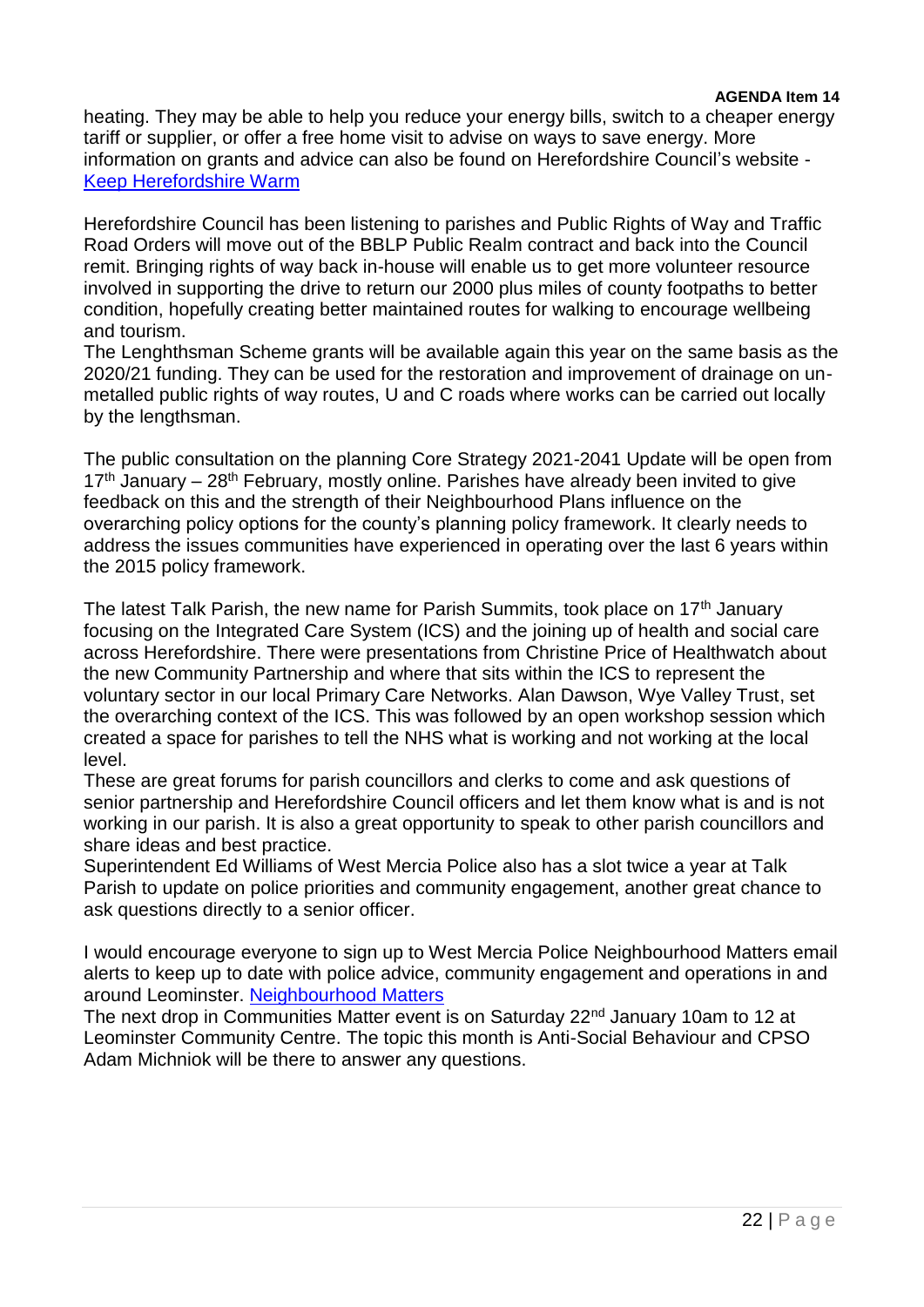heating. They may be able to help you reduce your energy bills, switch to a cheaper energy tariff or supplier, or offer a free home visit to advise on ways to save energy. More information on grants and advice can also be found on Herefordshire Council's website - [Keep Herefordshire Warm]

Herefordshire Council has been listening to parishes and Public Rights of Way and Traffic Road Orders will move out of the BBLP Public Realm contract and back into the Council remit. Bringing rights of way back in-house will enable us to get more volunteer resource involved in supporting the drive to return our 2000 plus miles of county footpaths to better condition, hopefully creating better maintained routes for walking to encourage wellbeing and tourism.
The Lenghthsman Scheme grants will be available again this year on the same basis as the 2020/21 funding. They can be used for the restoration and improvement of drainage on un-metalled public rights of way routes, U and C roads where works can be carried out locally by the lengthsman.

The public consultation on the planning Core Strategy 2021-2041 Update will be open from 17th January – 28th February, mostly online. Parishes have already been invited to give feedback on this and the strength of their Neighbourhood Plans influence on the overarching policy options for the county's planning policy framework. It clearly needs to address the issues communities have experienced in operating over the last 6 years within the 2015 policy framework.

The latest Talk Parish, the new name for Parish Summits, took place on 17th January focusing on the Integrated Care System (ICS) and the joining up of health and social care across Herefordshire. There were presentations from Christine Price of Healthwatch about the new Community Partnership and where that sits within the ICS to represent the voluntary sector in our local Primary Care Networks. Alan Dawson, Wye Valley Trust, set the overarching context of the ICS. This was followed by an open workshop session which created a space for parishes to tell the NHS what is working and not working at the local level.
These are great forums for parish councillors and clerks to come and ask questions of senior partnership and Herefordshire Council officers and let them know what is and is not working in our parish. It is also a great opportunity to speak to other parish councillors and share ideas and best practice.
Superintendent Ed Williams of West Mercia Police also has a slot twice a year at Talk Parish to update on police priorities and community engagement, another great chance to ask questions directly to a senior officer.

I would encourage everyone to sign up to West Mercia Police Neighbourhood Matters email alerts to keep up to date with police advice, community engagement and operations in and around Leominster. [Neighbourhood Matters]
The next drop in Communities Matter event is on Saturday 22nd January 10am to 12 at Leominster Community Centre. The topic this month is Anti-Social Behaviour and CPSO Adam Michniok will be there to answer any questions.